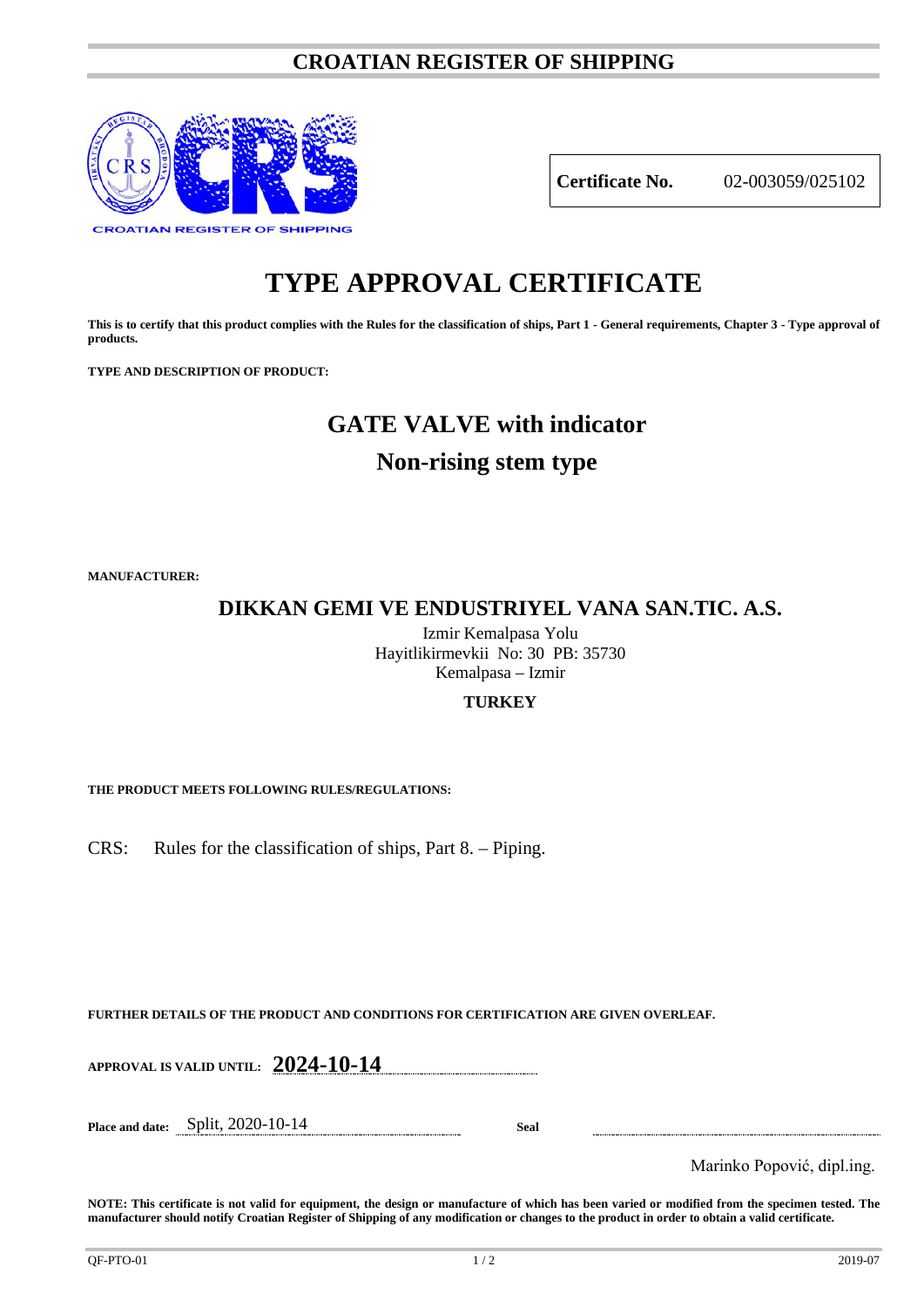# CROATIAN REGISTER OF SHIPPING

CROATIAN REGISTER OF SHIPPING

| **Certificate No.** | 02-003059/025102 |
|---|---|

# TYPE APPROVAL CERTIFICATE

**This is to certify that this product complies with the Rules for the classification of ships, Part 1 - General requirements, Chapter 3 - Type approval of products.**

**TYPE AND DESCRIPTION OF PRODUCT:**

## GATE VALVE with indicator

## Non-rising stem type

**MANUFACTURER:**

### DIKKAN GEMI VE ENDUSTRIYEL VANA SAN.TIC. A.S.

Izmir Kemalpasa Yolu
Hayitlikirmevkii No: 30 PB: 35730
Kemalpasa – Izmir

**TURKEY**

**THE PRODUCT MEETS FOLLOWING RULES/REGULATIONS:**

CRS: Rules for the classification of ships, Part 8. – Piping.

**FURTHER DETAILS OF THE PRODUCT AND CONDITIONS FOR CERTIFICATION ARE GIVEN OVERLEAF.**

**APPROVAL IS VALID UNTIL:** **2024-10-14**

**Place and date:** Split, 2020-10-14

**Seal**

Marinko Popović, dipl.ing.

**NOTE: This certificate is not valid for equipment, the design or manufacture of which has been varied or modified from the specimen tested. The manufacturer should notify Croatian Register of Shipping of any modification or changes to the product in order to obtain a valid certificate.**

QF-PTO-01 2019-07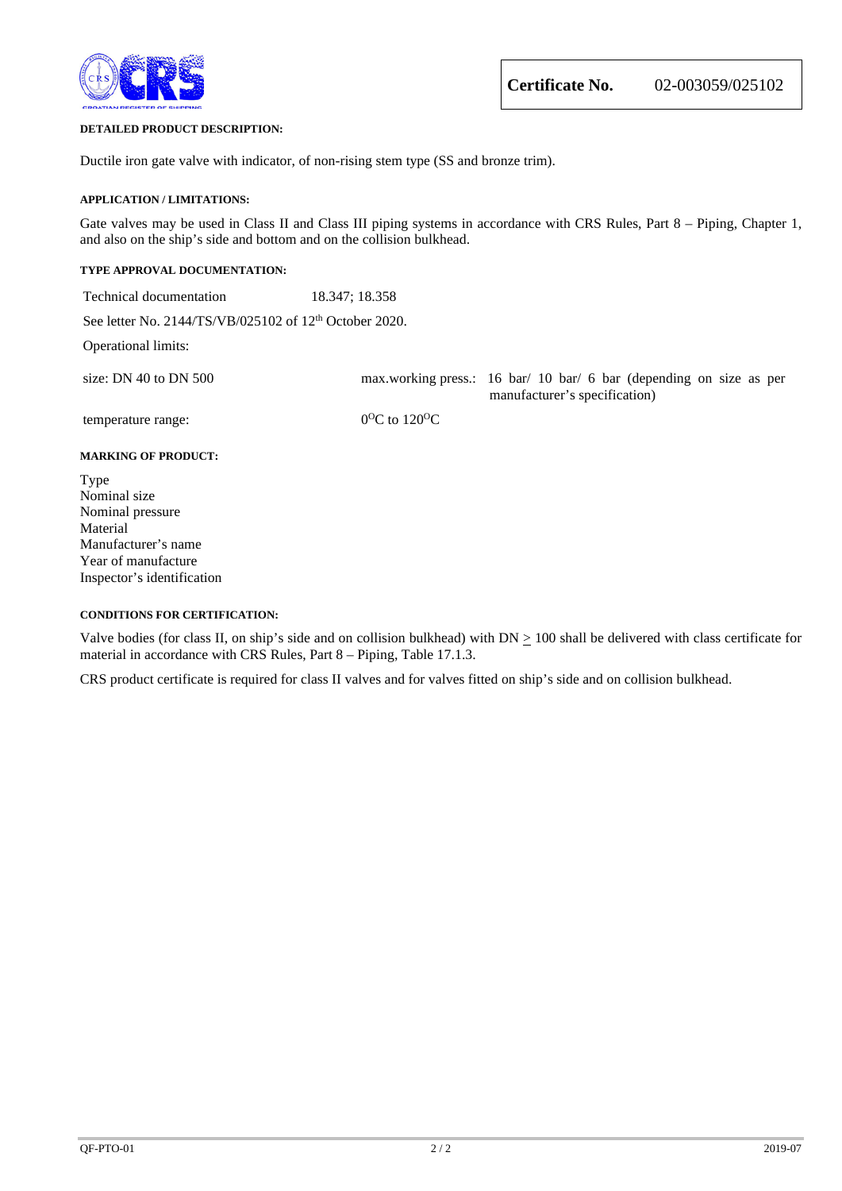**Certificate No.** 02-003059/025102

### DETAILED PRODUCT DESCRIPTION:

Ductile iron gate valve with indicator, of non-rising stem type (SS and bronze trim).

### APPLICATION / LIMITATIONS:

Gate valves may be used in Class II and Class III piping systems in accordance with CRS Rules, Part 8 – Piping, Chapter 1, and also on the ship's side and bottom and on the collision bulkhead.

### TYPE APPROVAL DOCUMENTATION:

Technical documentation 18.347; 18.358

See letter No. 2144/TS/VB/025102 of 12th October 2020.

Operational limits:

| | | |
|---|---|---|
| size: DN 40 to DN 500 | max.working press.: | 16 bar/ 10 bar/ 6 bar (depending on size as per manufacturer's specification) |
| temperature range: | $0^{O}C$ to $120^{O}C$ | |

### MARKING OF PRODUCT:

Type
Nominal size
Nominal pressure
Material
Manufacturer's name
Year of manufacture
Inspector's identification

### CONDITIONS FOR CERTIFICATION:

Valve bodies (for class II, on ship's side and on collision bulkhead) with DN $\geq$ 100 shall be delivered with class certificate for material in accordance with CRS Rules, Part 8 – Piping, Table 17.1.3.

CRS product certificate is required for class II valves and for valves fitted on ship's side and on collision bulkhead.